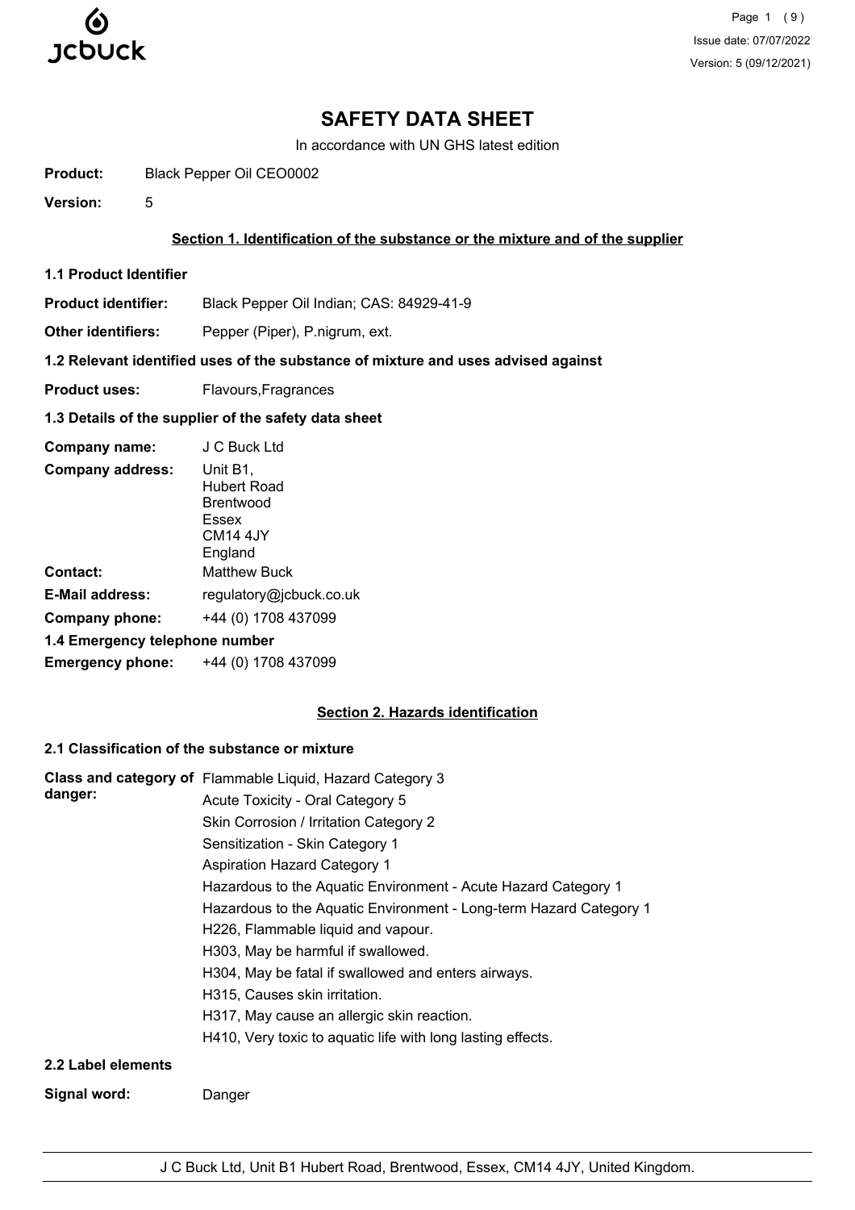# SAFETY DATA SHEET

In accordance with UN GHS latest edition

**Product:** Black Pepper Oil CEO0002

**Version:** 5

## Section 1. Identification of the substance or the mixture and of the supplier

### 1.1 Product Identifier

**Product identifier:** Black Pepper Oil Indian; CAS: 84929-41-9

**Other identifiers:** Pepper (Piper), P.nigrum, ext.

### 1.2 Relevant identified uses of the substance of mixture and uses advised against

**Product uses:** Flavours,Fragrances

### 1.3 Details of the supplier of the safety data sheet

**Company name:** J C Buck Ltd

**Company address:** Unit B1,
Hubert Road
Brentwood
Essex
CM14 4JY
England

**Contact:** Matthew Buck

**E-Mail address:** regulatory@jcbuck.co.uk

**Company phone:** +44 (0) 1708 437099

### 1.4 Emergency telephone number

**Emergency phone:** +44 (0) 1708 437099

## Section 2. Hazards identification

### 2.1 Classification of the substance or mixture

**Class and category of danger:**

Flammable Liquid, Hazard Category 3
Acute Toxicity - Oral Category 5
Skin Corrosion / Irritation Category 2
Sensitization - Skin Category 1
Aspiration Hazard Category 1
Hazardous to the Aquatic Environment - Acute Hazard Category 1
Hazardous to the Aquatic Environment - Long-term Hazard Category 1
H226, Flammable liquid and vapour.
H303, May be harmful if swallowed.
H304, May be fatal if swallowed and enters airways.
H315, Causes skin irritation.
H317, May cause an allergic skin reaction.
H410, Very toxic to aquatic life with long lasting effects.

### 2.2 Label elements

**Signal word:** Danger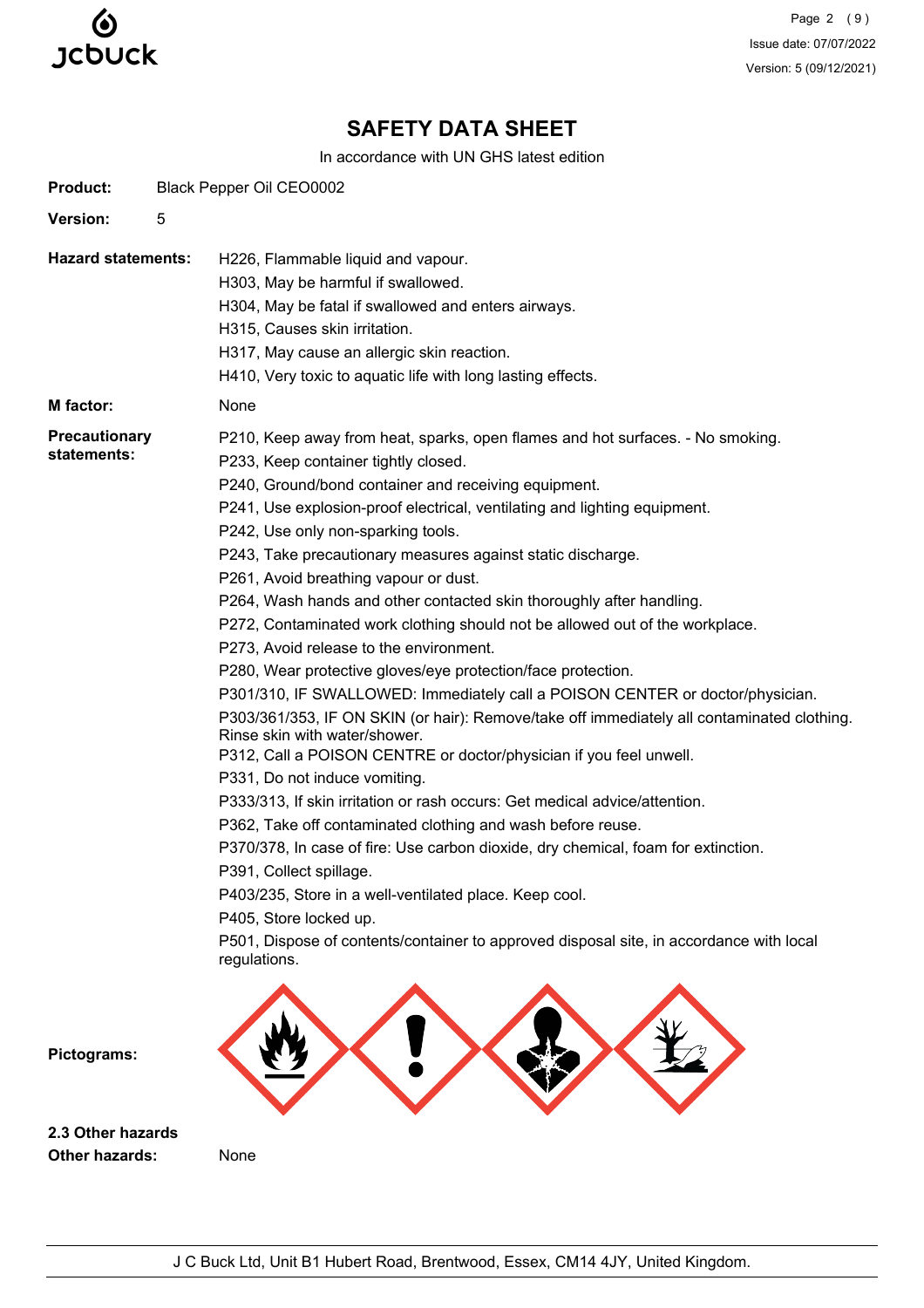# SAFETY DATA SHEET

In accordance with UN GHS latest edition

**Product:** Black Pepper Oil CEO0002

**Version:** 5

**Hazard statements:**

H226, Flammable liquid and vapour.
H303, May be harmful if swallowed.
H304, May be fatal if swallowed and enters airways.
H315, Causes skin irritation.
H317, May cause an allergic skin reaction.
H410, Very toxic to aquatic life with long lasting effects.

**M factor:** None

**Precautionary statements:**

P210, Keep away from heat, sparks, open flames and hot surfaces. - No smoking.
P233, Keep container tightly closed.
P240, Ground/bond container and receiving equipment.
P241, Use explosion-proof electrical, ventilating and lighting equipment.
P242, Use only non-sparking tools.
P243, Take precautionary measures against static discharge.
P261, Avoid breathing vapour or dust.
P264, Wash hands and other contacted skin thoroughly after handling.
P272, Contaminated work clothing should not be allowed out of the workplace.
P273, Avoid release to the environment.
P280, Wear protective gloves/eye protection/face protection.
P301/310, IF SWALLOWED: Immediately call a POISON CENTER or doctor/physician.
P303/361/353, IF ON SKIN (or hair): Remove/take off immediately all contaminated clothing. Rinse skin with water/shower.
P312, Call a POISON CENTRE or doctor/physician if you feel unwell.
P331, Do not induce vomiting.
P333/313, If skin irritation or rash occurs: Get medical advice/attention.
P362, Take off contaminated clothing and wash before reuse.
P370/378, In case of fire: Use carbon dioxide, dry chemical, foam for extinction.
P391, Collect spillage.
P403/235, Store in a well-ventilated place. Keep cool.
P405, Store locked up.
P501, Dispose of contents/container to approved disposal site, in accordance with local regulations.

**Pictograms:**

**2.3 Other hazards**

**Other hazards:** None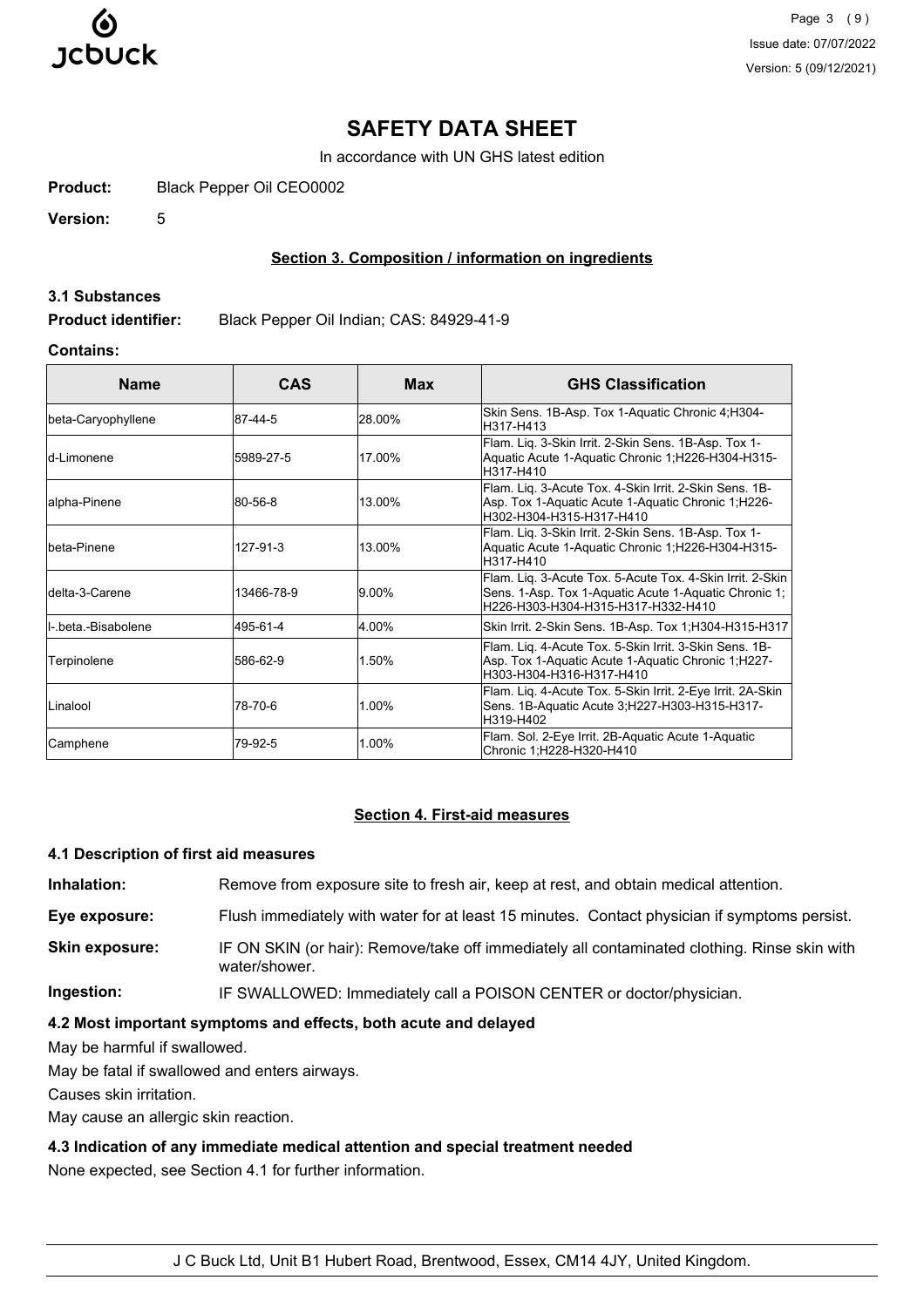# SAFETY DATA SHEET

In accordance with UN GHS latest edition

**Product:** Black Pepper Oil CEO0002

**Version:** 5

## Section 3. Composition / information on ingredients

### 3.1 Substances

**Product identifier:** Black Pepper Oil Indian; CAS: 84929-41-9

**Contains:**

| Name | CAS | Max | GHS Classification |
|---|---|---|---|
| beta-Caryophyllene | 87-44-5 | 28.00% | Skin Sens. 1B-Asp. Tox 1-Aquatic Chronic 4;H304-H317-H413 |
| d-Limonene | 5989-27-5 | 17.00% | Flam. Liq. 3-Skin Irrit. 2-Skin Sens. 1B-Asp. Tox 1-Aquatic Acute 1-Aquatic Chronic 1;H226-H304-H315-H317-H410 |
| alpha-Pinene | 80-56-8 | 13.00% | Flam. Liq. 3-Acute Tox. 4-Skin Irrit. 2-Skin Sens. 1B-Asp. Tox 1-Aquatic Acute 1-Aquatic Chronic 1;H226-H302-H304-H315-H317-H410 |
| beta-Pinene | 127-91-3 | 13.00% | Flam. Liq. 3-Skin Irrit. 2-Skin Sens. 1B-Asp. Tox 1-Aquatic Acute 1-Aquatic Chronic 1;H226-H304-H315-H317-H410 |
| delta-3-Carene | 13466-78-9 | 9.00% | Flam. Liq. 3-Acute Tox. 5-Acute Tox. 4-Skin Irrit. 2-Skin Sens. 1-Asp. Tox 1-Aquatic Acute 1-Aquatic Chronic 1;H226-H303-H304-H315-H317-H332-H410 |
| l-.beta.-Bisabolene | 495-61-4 | 4.00% | Skin Irrit. 2-Skin Sens. 1B-Asp. Tox 1;H304-H315-H317 |
| Terpinolene | 586-62-9 | 1.50% | Flam. Liq. 4-Acute Tox. 5-Skin Irrit. 3-Skin Sens. 1B-Asp. Tox 1-Aquatic Acute 1-Aquatic Chronic 1;H227-H303-H304-H316-H317-H410 |
| Linalool | 78-70-6 | 1.00% | Flam. Liq. 4-Acute Tox. 5-Skin Irrit. 2-Eye Irrit. 2A-Skin Sens. 1B-Aquatic Acute 3;H227-H303-H315-H317-H319-H402 |
| Camphene | 79-92-5 | 1.00% | Flam. Sol. 2-Eye Irrit. 2B-Aquatic Acute 1-Aquatic Chronic 1;H228-H320-H410 |

## Section 4. First-aid measures

### 4.1 Description of first aid measures

**Inhalation:** Remove from exposure site to fresh air, keep at rest, and obtain medical attention.

**Eye exposure:** Flush immediately with water for at least 15 minutes. Contact physician if symptoms persist.

**Skin exposure:** IF ON SKIN (or hair): Remove/take off immediately all contaminated clothing. Rinse skin with water/shower.

**Ingestion:** IF SWALLOWED: Immediately call a POISON CENTER or doctor/physician.

### 4.2 Most important symptoms and effects, both acute and delayed

May be harmful if swallowed.

May be fatal if swallowed and enters airways.

Causes skin irritation.

May cause an allergic skin reaction.

### 4.3 Indication of any immediate medical attention and special treatment needed

None expected, see Section 4.1 for further information.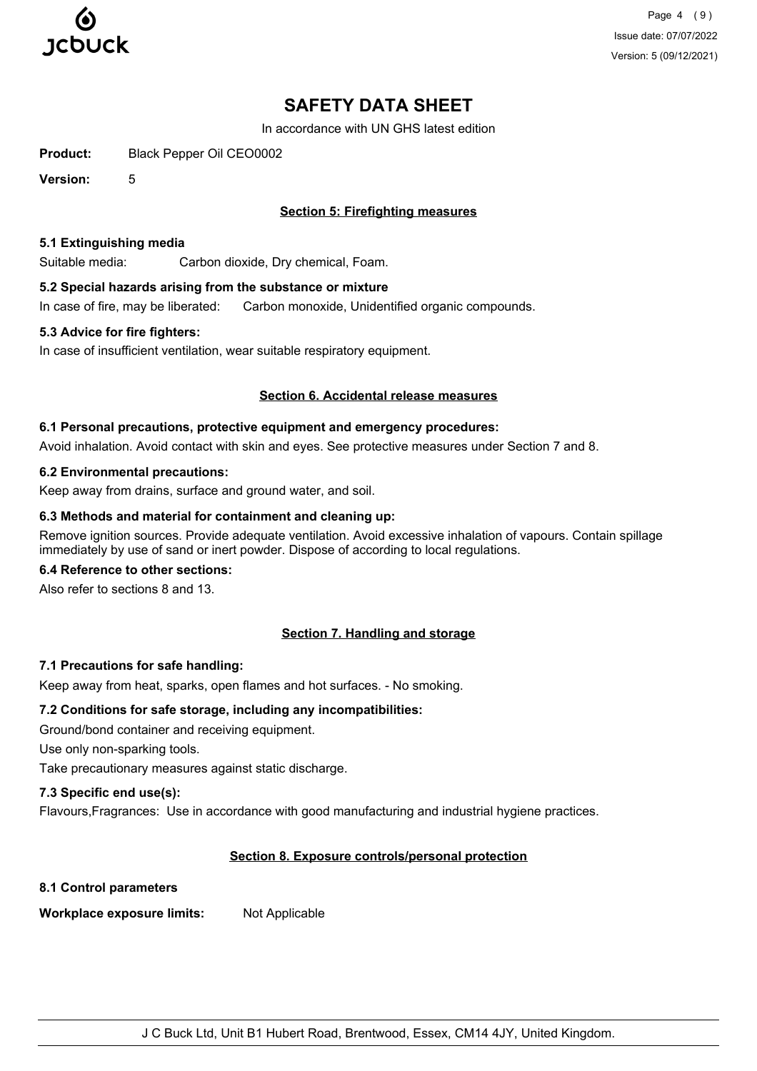# SAFETY DATA SHEET

In accordance with UN GHS latest edition

**Product:** Black Pepper Oil CEO0002

**Version:** 5

## Section 5: Firefighting measures

### 5.1 Extinguishing media

Suitable media: Carbon dioxide, Dry chemical, Foam.

### 5.2 Special hazards arising from the substance or mixture

In case of fire, may be liberated: Carbon monoxide, Unidentified organic compounds.

### 5.3 Advice for fire fighters:

In case of insufficient ventilation, wear suitable respiratory equipment.

## Section 6. Accidental release measures

### 6.1 Personal precautions, protective equipment and emergency procedures:

Avoid inhalation. Avoid contact with skin and eyes. See protective measures under Section 7 and 8.

### 6.2 Environmental precautions:

Keep away from drains, surface and ground water, and soil.

### 6.3 Methods and material for containment and cleaning up:

Remove ignition sources. Provide adequate ventilation. Avoid excessive inhalation of vapours. Contain spillage immediately by use of sand or inert powder. Dispose of according to local regulations.

### 6.4 Reference to other sections:

Also refer to sections 8 and 13.

## Section 7. Handling and storage

### 7.1 Precautions for safe handling:

Keep away from heat, sparks, open flames and hot surfaces. - No smoking.

### 7.2 Conditions for safe storage, including any incompatibilities:

Ground/bond container and receiving equipment.

Use only non-sparking tools.

Take precautionary measures against static discharge.

### 7.3 Specific end use(s):

Flavours,Fragrances: Use in accordance with good manufacturing and industrial hygiene practices.

## Section 8. Exposure controls/personal protection

### 8.1 Control parameters

**Workplace exposure limits:** Not Applicable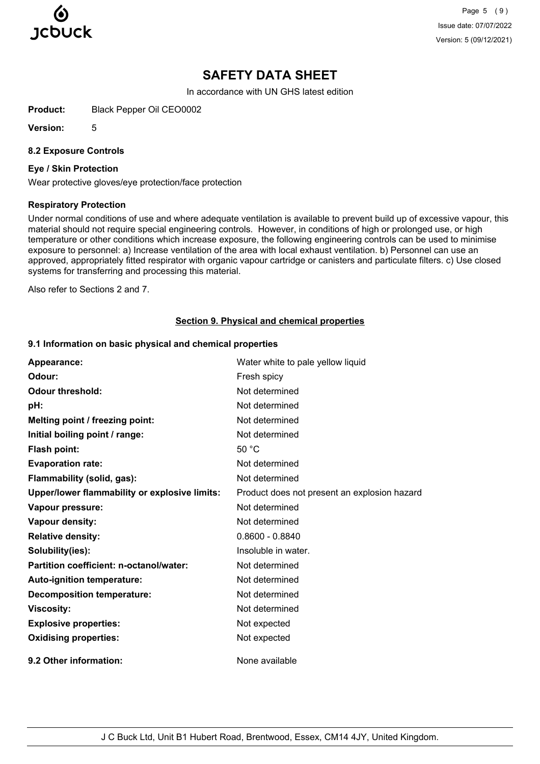# SAFETY DATA SHEET

In accordance with UN GHS latest edition

**Product:** Black Pepper Oil CEO0002

**Version:** 5

### 8.2 Exposure Controls

#### Eye / Skin Protection

Wear protective gloves/eye protection/face protection

#### Respiratory Protection

Under normal conditions of use and where adequate ventilation is available to prevent build up of excessive vapour, this material should not require special engineering controls. However, in conditions of high or prolonged use, or high temperature or other conditions which increase exposure, the following engineering controls can be used to minimise exposure to personnel: a) Increase ventilation of the area with local exhaust ventilation. b) Personnel can use an approved, appropriately fitted respirator with organic vapour cartridge or canisters and particulate filters. c) Use closed systems for transferring and processing this material.

Also refer to Sections 2 and 7.

## Section 9. Physical and chemical properties

### 9.1 Information on basic physical and chemical properties

| Property | Value |
|---|---|
| **Appearance:** | Water white to pale yellow liquid |
| **Odour:** | Fresh spicy |
| **Odour threshold:** | Not determined |
| **pH:** | Not determined |
| **Melting point / freezing point:** | Not determined |
| **Initial boiling point / range:** | Not determined |
| **Flash point:** | 50 °C |
| **Evaporation rate:** | Not determined |
| **Flammability (solid, gas):** | Not determined |
| **Upper/lower flammability or explosive limits:** | Product does not present an explosion hazard |
| **Vapour pressure:** | Not determined |
| **Vapour density:** | Not determined |
| **Relative density:** | 0.8600 - 0.8840 |
| **Solubility(ies):** | Insoluble in water. |
| **Partition coefficient: n-octanol/water:** | Not determined |
| **Auto-ignition temperature:** | Not determined |
| **Decomposition temperature:** | Not determined |
| **Viscosity:** | Not determined |
| **Explosive properties:** | Not expected |
| **Oxidising properties:** | Not expected |

**9.2 Other information:** None available

J C Buck Ltd, Unit B1 Hubert Road, Brentwood, Essex, CM14 4JY, United Kingdom.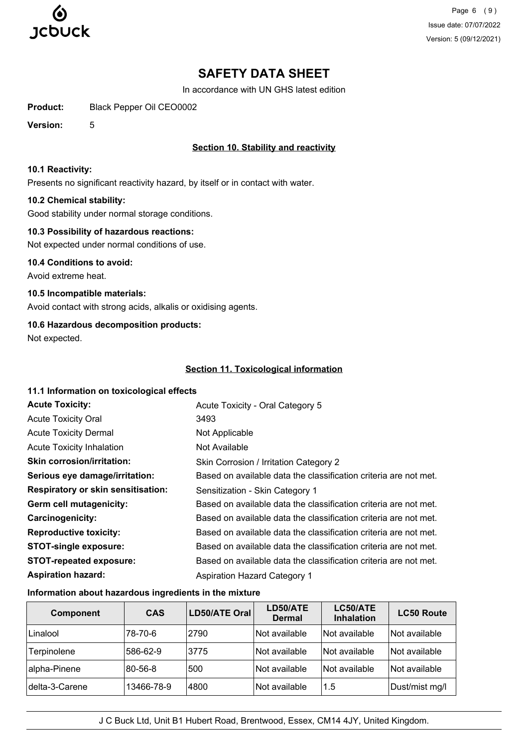# SAFETY DATA SHEET

In accordance with UN GHS latest edition

**Product:** Black Pepper Oil CEO0002

**Version:** 5

## Section 10. Stability and reactivity

**10.1 Reactivity:**

Presents no significant reactivity hazard, by itself or in contact with water.

**10.2 Chemical stability:**

Good stability under normal storage conditions.

**10.3 Possibility of hazardous reactions:**

Not expected under normal conditions of use.

**10.4 Conditions to avoid:**

Avoid extreme heat.

**10.5 Incompatible materials:**

Avoid contact with strong acids, alkalis or oxidising agents.

**10.6 Hazardous decomposition products:**

Not expected.

## Section 11. Toxicological information

**11.1 Information on toxicological effects**

**Acute Toxicity:** Acute Toxicity - Oral Category 5

Acute Toxicity Oral: 3493

Acute Toxicity Dermal: Not Applicable

Acute Toxicity Inhalation: Not Available

**Skin corrosion/irritation:** Skin Corrosion / Irritation Category 2

**Serious eye damage/irritation:** Based on available data the classification criteria are not met.

**Respiratory or skin sensitisation:** Sensitization - Skin Category 1

**Germ cell mutagenicity:** Based on available data the classification criteria are not met.

**Carcinogenicity:** Based on available data the classification criteria are not met.

**Reproductive toxicity:** Based on available data the classification criteria are not met.

**STOT-single exposure:** Based on available data the classification criteria are not met.

**STOT-repeated exposure:** Based on available data the classification criteria are not met.

**Aspiration hazard:** Aspiration Hazard Category 1

**Information about hazardous ingredients in the mixture**

| Component | CAS | LD50/ATE Oral | LD50/ATE Dermal | LC50/ATE Inhalation | LC50 Route |
|---|---|---|---|---|---|
| Linalool | 78-70-6 | 2790 | Not available | Not available | Not available |
| Terpinolene | 586-62-9 | 3775 | Not available | Not available | Not available |
| alpha-Pinene | 80-56-8 | 500 | Not available | Not available | Not available |
| delta-3-Carene | 13466-78-9 | 4800 | Not available | 1.5 | Dust/mist mg/l |

J C Buck Ltd, Unit B1 Hubert Road, Brentwood, Essex, CM14 4JY, United Kingdom.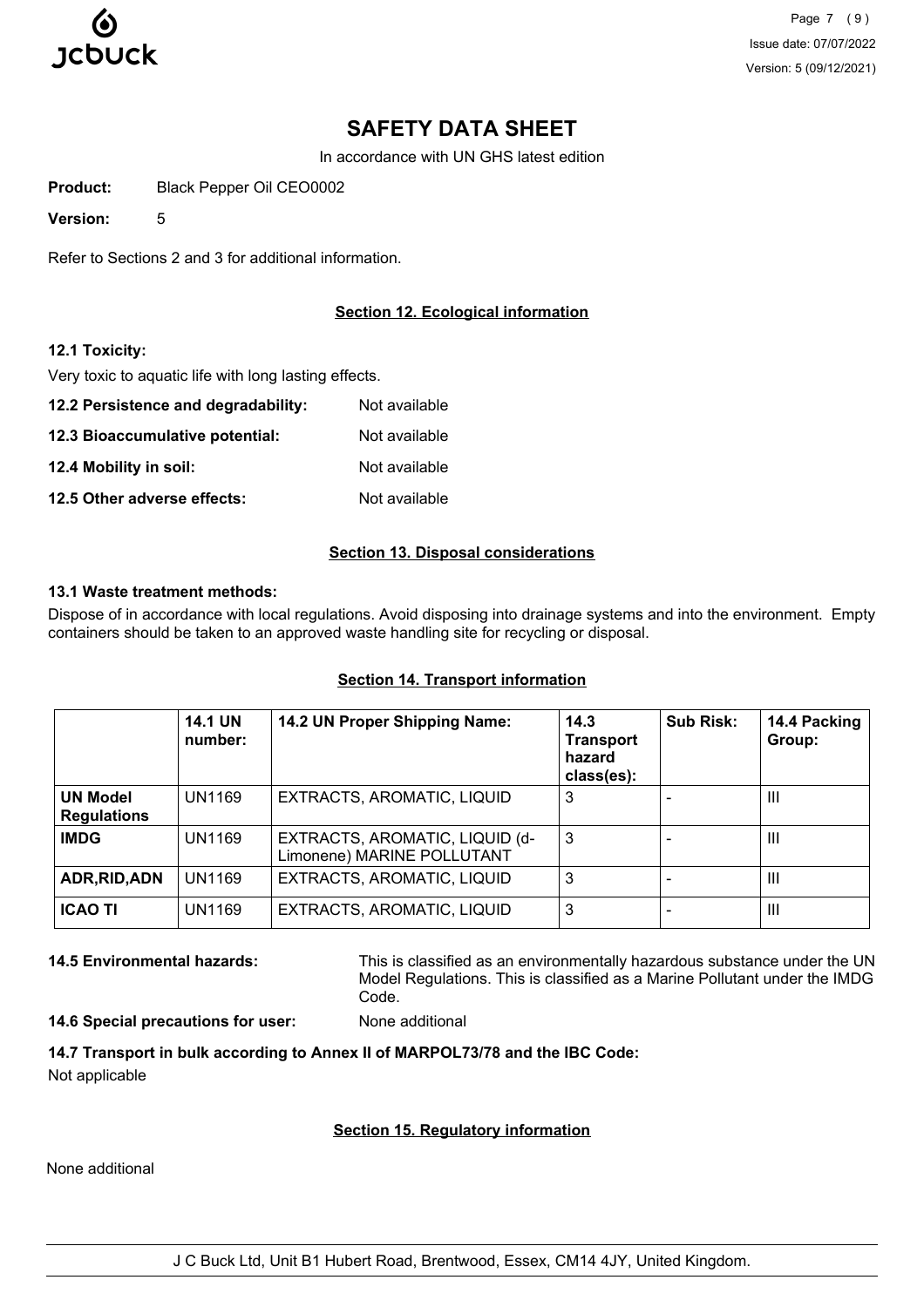# SAFETY DATA SHEET

In accordance with UN GHS latest edition

**Product:** Black Pepper Oil CEO0002

**Version:** 5

Refer to Sections 2 and 3 for additional information.

## Section 12. Ecological information

**12.1 Toxicity:**

Very toxic to aquatic life with long lasting effects.

**12.2 Persistence and degradability:** Not available

**12.3 Bioaccumulative potential:** Not available

**12.4 Mobility in soil:** Not available

**12.5 Other adverse effects:** Not available

## Section 13. Disposal considerations

**13.1 Waste treatment methods:**

Dispose of in accordance with local regulations. Avoid disposing into drainage systems and into the environment. Empty containers should be taken to an approved waste handling site for recycling or disposal.

## Section 14. Transport information

| | 14.1 UN number: | 14.2 UN Proper Shipping Name: | 14.3 Transport hazard class(es): | Sub Risk: | 14.4 Packing Group: |
|---|---|---|---|---|---|
| **UN Model Regulations** | UN1169 | EXTRACTS, AROMATIC, LIQUID | 3 | - | III |
| **IMDG** | UN1169 | EXTRACTS, AROMATIC, LIQUID (d-Limonene) MARINE POLLUTANT | 3 | - | III |
| **ADR,RID,ADN** | UN1169 | EXTRACTS, AROMATIC, LIQUID | 3 | - | III |
| **ICAO TI** | UN1169 | EXTRACTS, AROMATIC, LIQUID | 3 | - | III |

**14.5 Environmental hazards:** This is classified as an environmentally hazardous substance under the UN Model Regulations. This is classified as a Marine Pollutant under the IMDG Code.

**14.6 Special precautions for user:** None additional

**14.7 Transport in bulk according to Annex II of MARPOL73/78 and the IBC Code:**

Not applicable

## Section 15. Regulatory information

None additional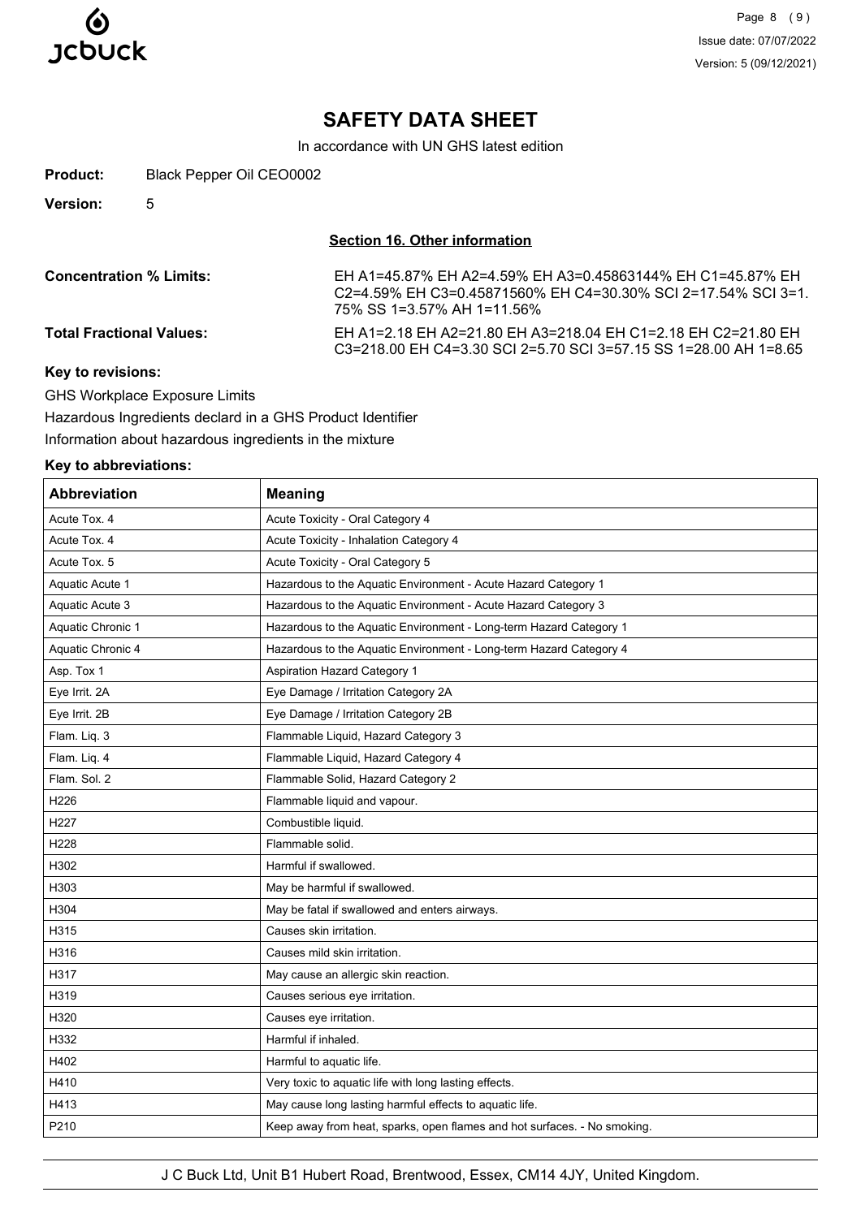# SAFETY DATA SHEET

In accordance with UN GHS latest edition

**Product:** Black Pepper Oil CEO0002

**Version:** 5

## Section 16. Other information

**Concentration % Limits:** EH A1=45.87% EH A2=4.59% EH A3=0.45863144% EH C1=45.87% EH C2=4.59% EH C3=0.45871560% EH C4=30.30% SCI 2=17.54% SCI 3=1.75% SS 1=3.57% AH 1=11.56%

**Total Fractional Values:** EH A1=2.18 EH A2=21.80 EH A3=218.04 EH C1=2.18 EH C2=21.80 EH C3=218.00 EH C4=3.30 SCI 2=5.70 SCI 3=57.15 SS 1=28.00 AH 1=8.65

**Key to revisions:**

GHS Workplace Exposure Limits

Hazardous Ingredients declard in a GHS Product Identifier

Information about hazardous ingredients in the mixture

**Key to abbreviations:**

| Abbreviation | Meaning |
|---|---|
| Acute Tox. 4 | Acute Toxicity - Oral Category 4 |
| Acute Tox. 4 | Acute Toxicity - Inhalation Category 4 |
| Acute Tox. 5 | Acute Toxicity - Oral Category 5 |
| Aquatic Acute 1 | Hazardous to the Aquatic Environment - Acute Hazard Category 1 |
| Aquatic Acute 3 | Hazardous to the Aquatic Environment - Acute Hazard Category 3 |
| Aquatic Chronic 1 | Hazardous to the Aquatic Environment - Long-term Hazard Category 1 |
| Aquatic Chronic 4 | Hazardous to the Aquatic Environment - Long-term Hazard Category 4 |
| Asp. Tox 1 | Aspiration Hazard Category 1 |
| Eye Irrit. 2A | Eye Damage / Irritation Category 2A |
| Eye Irrit. 2B | Eye Damage / Irritation Category 2B |
| Flam. Liq. 3 | Flammable Liquid, Hazard Category 3 |
| Flam. Liq. 4 | Flammable Liquid, Hazard Category 4 |
| Flam. Sol. 2 | Flammable Solid, Hazard Category 2 |
| H226 | Flammable liquid and vapour. |
| H227 | Combustible liquid. |
| H228 | Flammable solid. |
| H302 | Harmful if swallowed. |
| H303 | May be harmful if swallowed. |
| H304 | May be fatal if swallowed and enters airways. |
| H315 | Causes skin irritation. |
| H316 | Causes mild skin irritation. |
| H317 | May cause an allergic skin reaction. |
| H319 | Causes serious eye irritation. |
| H320 | Causes eye irritation. |
| H332 | Harmful if inhaled. |
| H402 | Harmful to aquatic life. |
| H410 | Very toxic to aquatic life with long lasting effects. |
| H413 | May cause long lasting harmful effects to aquatic life. |
| P210 | Keep away from heat, sparks, open flames and hot surfaces. - No smoking. |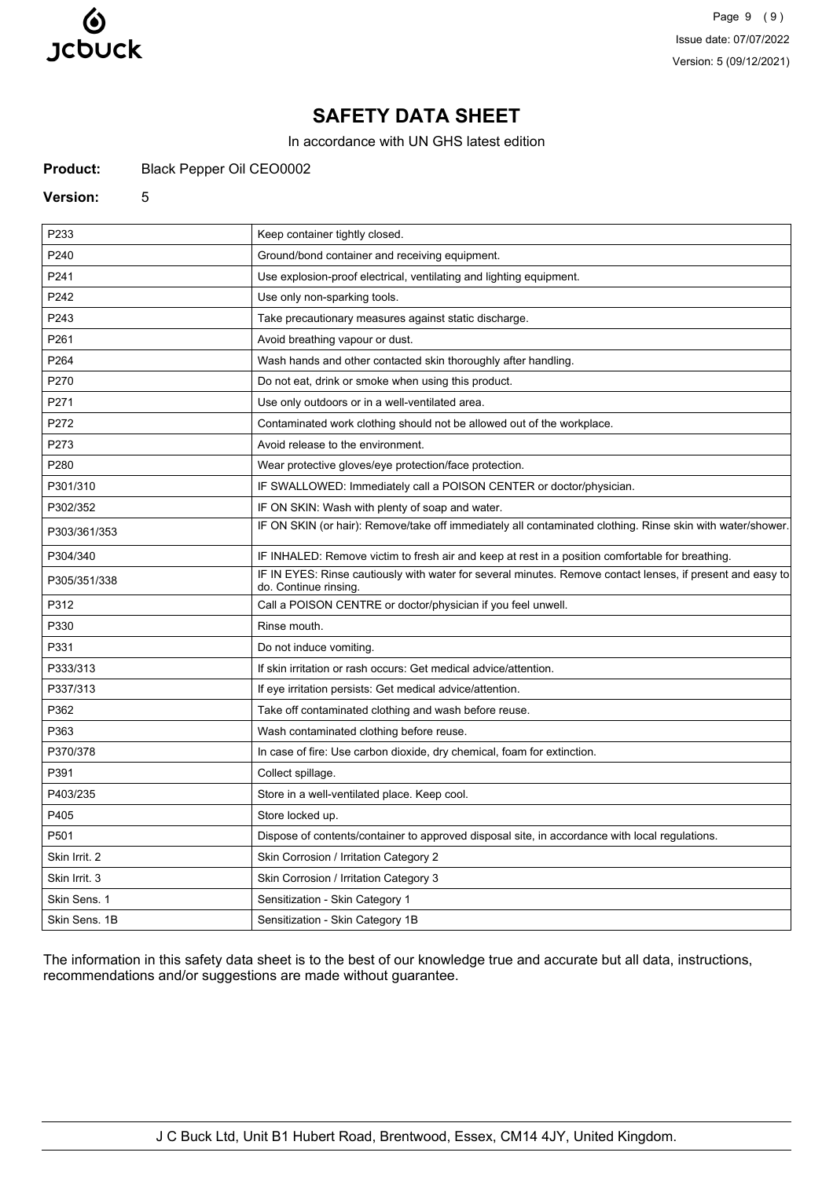# SAFETY DATA SHEET

In accordance with UN GHS latest edition

**Product:** Black Pepper Oil CEO0002

**Version:** 5

| | |
|---|---|
| P233 | Keep container tightly closed. |
| P240 | Ground/bond container and receiving equipment. |
| P241 | Use explosion-proof electrical, ventilating and lighting equipment. |
| P242 | Use only non-sparking tools. |
| P243 | Take precautionary measures against static discharge. |
| P261 | Avoid breathing vapour or dust. |
| P264 | Wash hands and other contacted skin thoroughly after handling. |
| P270 | Do not eat, drink or smoke when using this product. |
| P271 | Use only outdoors or in a well-ventilated area. |
| P272 | Contaminated work clothing should not be allowed out of the workplace. |
| P273 | Avoid release to the environment. |
| P280 | Wear protective gloves/eye protection/face protection. |
| P301/310 | IF SWALLOWED: Immediately call a POISON CENTER or doctor/physician. |
| P302/352 | IF ON SKIN: Wash with plenty of soap and water. |
| P303/361/353 | IF ON SKIN (or hair): Remove/take off immediately all contaminated clothing. Rinse skin with water/shower. |
| P304/340 | IF INHALED: Remove victim to fresh air and keep at rest in a position comfortable for breathing. |
| P305/351/338 | IF IN EYES: Rinse cautiously with water for several minutes. Remove contact lenses, if present and easy to do. Continue rinsing. |
| P312 | Call a POISON CENTRE or doctor/physician if you feel unwell. |
| P330 | Rinse mouth. |
| P331 | Do not induce vomiting. |
| P333/313 | If skin irritation or rash occurs: Get medical advice/attention. |
| P337/313 | If eye irritation persists: Get medical advice/attention. |
| P362 | Take off contaminated clothing and wash before reuse. |
| P363 | Wash contaminated clothing before reuse. |
| P370/378 | In case of fire: Use carbon dioxide, dry chemical, foam for extinction. |
| P391 | Collect spillage. |
| P403/235 | Store in a well-ventilated place. Keep cool. |
| P405 | Store locked up. |
| P501 | Dispose of contents/container to approved disposal site, in accordance with local regulations. |
| Skin Irrit. 2 | Skin Corrosion / Irritation Category 2 |
| Skin Irrit. 3 | Skin Corrosion / Irritation Category 3 |
| Skin Sens. 1 | Sensitization - Skin Category 1 |
| Skin Sens. 1B | Sensitization - Skin Category 1B |

The information in this safety data sheet is to the best of our knowledge true and accurate but all data, instructions, recommendations and/or suggestions are made without guarantee.